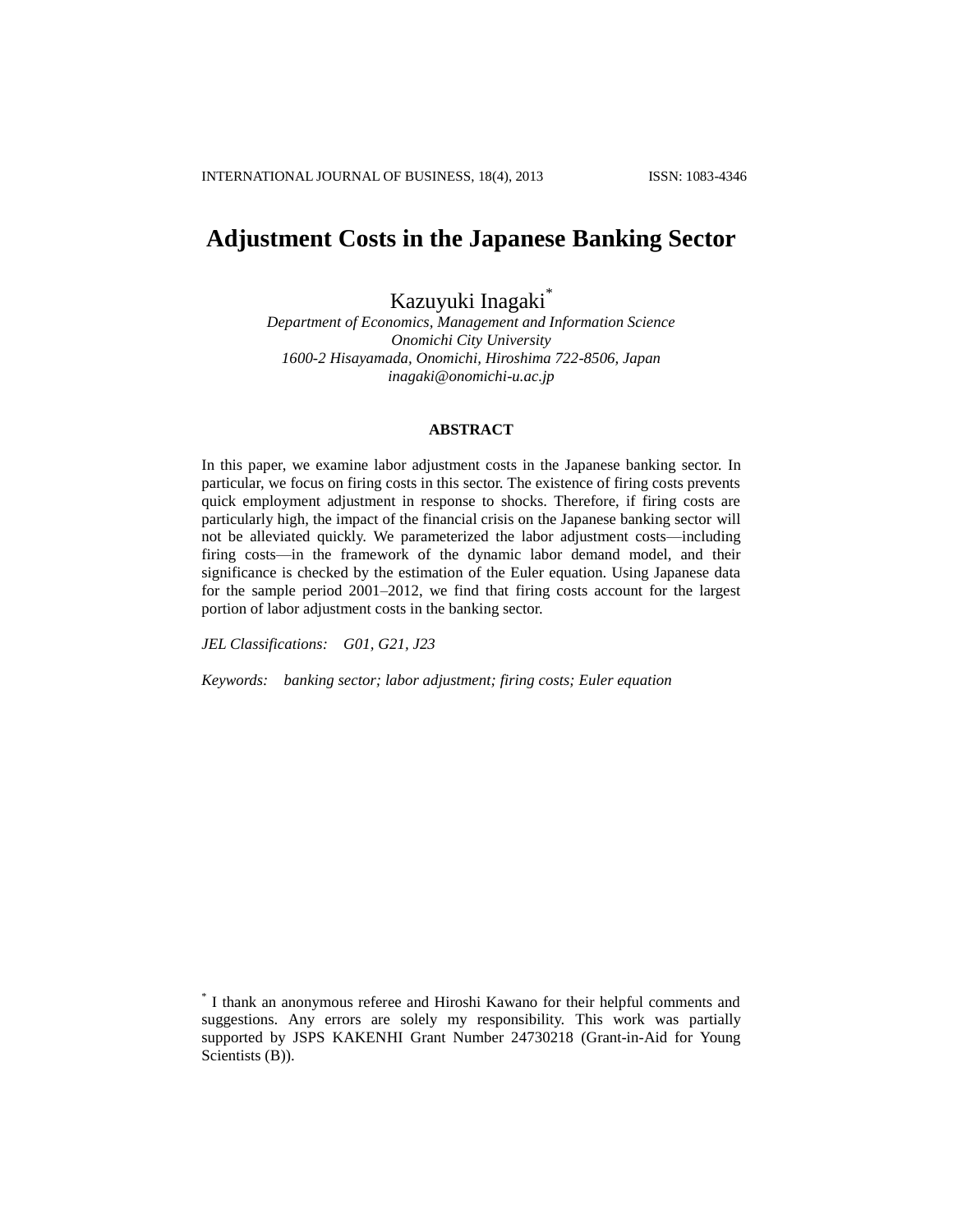# Adjustment Costs in the Japanese Banking Sector

Kazuyuki Inagaki[*]

*Department of Economics, Management and Information Science*
*Onomichi City University*
*1600-2 Hisayamada, Onomichi, Hiroshima 722-8506, Japan*
*inagaki@onomichi-u.ac.jp*

## ABSTRACT

In this paper, we examine labor adjustment costs in the Japanese banking sector. In particular, we focus on firing costs in this sector. The existence of firing costs prevents quick employment adjustment in response to shocks. Therefore, if firing costs are particularly high, the impact of the financial crisis on the Japanese banking sector will not be alleviated quickly. We parameterized the labor adjustment costs—including firing costs—in the framework of the dynamic labor demand model, and their significance is checked by the estimation of the Euler equation. Using Japanese data for the sample period 2001–2012, we find that firing costs account for the largest portion of labor adjustment costs in the banking sector.

*JEL Classifications:* *G01, G21, J23*

*Keywords:* *banking sector; labor adjustment; firing costs; Euler equation*

[*] I thank an anonymous referee and Hiroshi Kawano for their helpful comments and suggestions. Any errors are solely my responsibility. This work was partially supported by JSPS KAKENHI Grant Number 24730218 (Grant-in-Aid for Young Scientists (B)).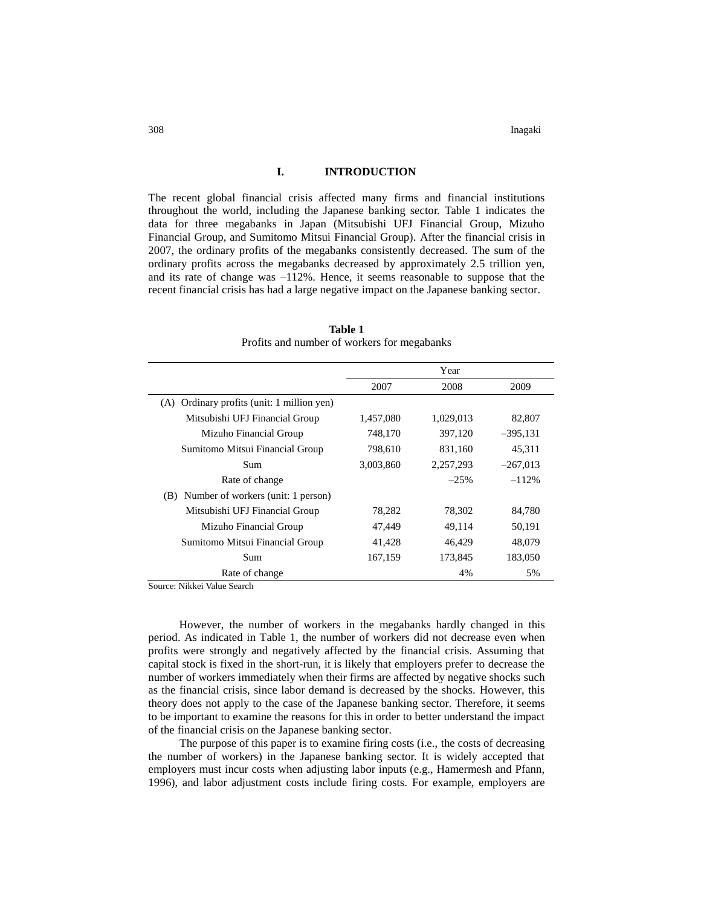## I. INTRODUCTION

The recent global financial crisis affected many firms and financial institutions throughout the world, including the Japanese banking sector. Table 1 indicates the data for three megabanks in Japan (Mitsubishi UFJ Financial Group, Mizuho Financial Group, and Sumitomo Mitsui Financial Group). After the financial crisis in 2007, the ordinary profits of the megabanks consistently decreased. The sum of the ordinary profits across the megabanks decreased by approximately 2.5 trillion yen, and its rate of change was –112%. Hence, it seems reasonable to suppose that the recent financial crisis has had a large negative impact on the Japanese banking sector.

**Table 1**
Profits and number of workers for megabanks

| | Year | | |
|---|---|---|---|
| | 2007 | 2008 | 2009 |
| (A) Ordinary profits (unit: 1 million yen) | | | |
| Mitsubishi UFJ Financial Group | 1,457,080 | 1,029,013 | 82,807 |
| Mizuho Financial Group | 748,170 | 397,120 | –395,131 |
| Sumitomo Mitsui Financial Group | 798,610 | 831,160 | 45,311 |
| Sum | 3,003,860 | 2,257,293 | –267,013 |
| Rate of change | | –25% | –112% |
| (B) Number of workers (unit: 1 person) | | | |
| Mitsubishi UFJ Financial Group | 78,282 | 78,302 | 84,780 |
| Mizuho Financial Group | 47,449 | 49,114 | 50,191 |
| Sumitomo Mitsui Financial Group | 41,428 | 46,429 | 48,079 |
| Sum | 167,159 | 173,845 | 183,050 |
| Rate of change | | 4% | 5% |

Source: Nikkei Value Search

However, the number of workers in the megabanks hardly changed in this period. As indicated in Table 1, the number of workers did not decrease even when profits were strongly and negatively affected by the financial crisis. Assuming that capital stock is fixed in the short-run, it is likely that employers prefer to decrease the number of workers immediately when their firms are affected by negative shocks such as the financial crisis, since labor demand is decreased by the shocks. However, this theory does not apply to the case of the Japanese banking sector. Therefore, it seems to be important to examine the reasons for this in order to better understand the impact of the financial crisis on the Japanese banking sector.

The purpose of this paper is to examine firing costs (i.e., the costs of decreasing the number of workers) in the Japanese banking sector. It is widely accepted that employers must incur costs when adjusting labor inputs (e.g., Hamermesh and Pfann, 1996), and labor adjustment costs include firing costs. For example, employers are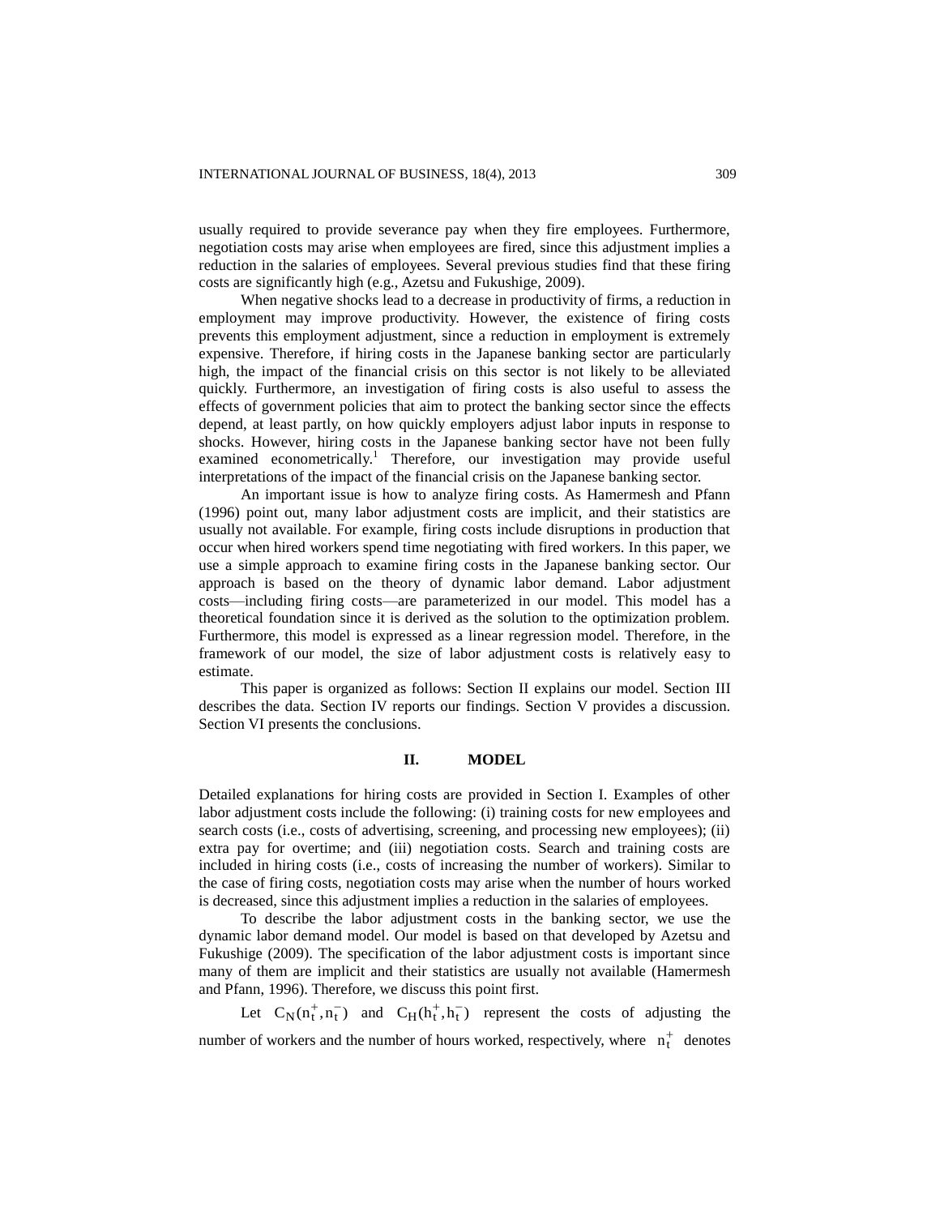usually required to provide severance pay when they fire employees. Furthermore, negotiation costs may arise when employees are fired, since this adjustment implies a reduction in the salaries of employees. Several previous studies find that these firing costs are significantly high (e.g., Azetsu and Fukushige, 2009).

When negative shocks lead to a decrease in productivity of firms, a reduction in employment may improve productivity. However, the existence of firing costs prevents this employment adjustment, since a reduction in employment is extremely expensive. Therefore, if hiring costs in the Japanese banking sector are particularly high, the impact of the financial crisis on this sector is not likely to be alleviated quickly. Furthermore, an investigation of firing costs is also useful to assess the effects of government policies that aim to protect the banking sector since the effects depend, at least partly, on how quickly employers adjust labor inputs in response to shocks. However, hiring costs in the Japanese banking sector have not been fully examined econometrically.[1] Therefore, our investigation may provide useful interpretations of the impact of the financial crisis on the Japanese banking sector.

An important issue is how to analyze firing costs. As Hamermesh and Pfann (1996) point out, many labor adjustment costs are implicit, and their statistics are usually not available. For example, firing costs include disruptions in production that occur when hired workers spend time negotiating with fired workers. In this paper, we use a simple approach to examine firing costs in the Japanese banking sector. Our approach is based on the theory of dynamic labor demand. Labor adjustment costs—including firing costs—are parameterized in our model. This model has a theoretical foundation since it is derived as the solution to the optimization problem. Furthermore, this model is expressed as a linear regression model. Therefore, in the framework of our model, the size of labor adjustment costs is relatively easy to estimate.

This paper is organized as follows: Section II explains our model. Section III describes the data. Section IV reports our findings. Section V provides a discussion. Section VI presents the conclusions.

## II. MODEL

Detailed explanations for hiring costs are provided in Section I. Examples of other labor adjustment costs include the following: (i) training costs for new employees and search costs (i.e., costs of advertising, screening, and processing new employees); (ii) extra pay for overtime; and (iii) negotiation costs. Search and training costs are included in hiring costs (i.e., costs of increasing the number of workers). Similar to the case of firing costs, negotiation costs may arise when the number of hours worked is decreased, since this adjustment implies a reduction in the salaries of employees.

To describe the labor adjustment costs in the banking sector, we use the dynamic labor demand model. Our model is based on that developed by Azetsu and Fukushige (2009). The specification of the labor adjustment costs is important since many of them are implicit and their statistics are usually not available (Hamermesh and Pfann, 1996). Therefore, we discuss this point first.

Let $C_N(n_t^+, n_t^-)$ and $C_H(h_t^+, h_t^-)$ represent the costs of adjusting the number of workers and the number of hours worked, respectively, where $n_t^+$ denotes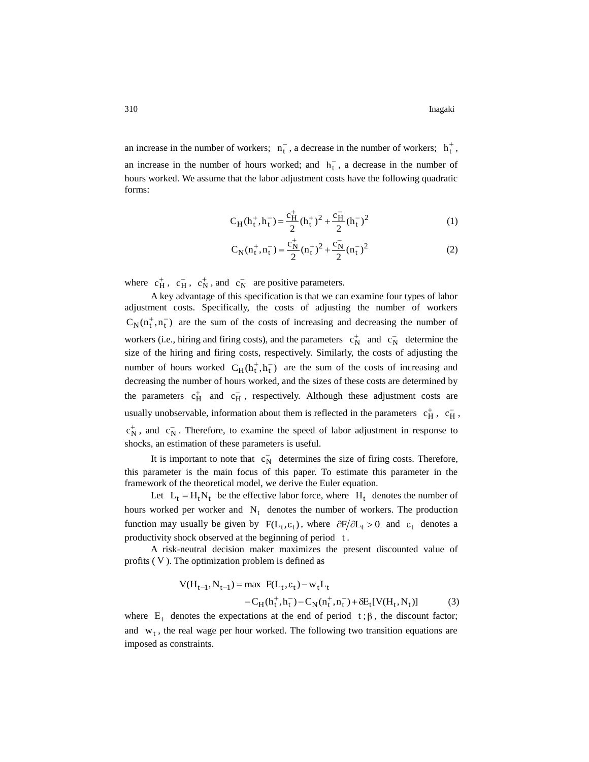an increase in the number of workers; $n_t^-$, a decrease in the number of workers; $h_t^+$, an increase in the number of hours worked; and $h_t^-$, a decrease in the number of hours worked. We assume that the labor adjustment costs have the following quadratic forms:

$$C_H(h_t^+, h_t^-) = \frac{c_H^+}{2}(h_t^+)^2 + \frac{c_H^-}{2}(h_t^-)^2 \tag{1}$$

$$C_N(n_t^+, n_t^-) = \frac{c_N^+}{2}(n_t^+)^2 + \frac{c_N^-}{2}(n_t^-)^2 \tag{2}$$

where $c_H^+$, $c_H^-$, $c_N^+$, and $c_N^-$ are positive parameters.

A key advantage of this specification is that we can examine four types of labor adjustment costs. Specifically, the costs of adjusting the number of workers $C_N(n_t^+, n_t^-)$ are the sum of the costs of increasing and decreasing the number of workers (i.e., hiring and firing costs), and the parameters $c_N^+$ and $c_N^-$ determine the size of the hiring and firing costs, respectively. Similarly, the costs of adjusting the number of hours worked $C_H(h_t^+, h_t^-)$ are the sum of the costs of increasing and decreasing the number of hours worked, and the sizes of these costs are determined by the parameters $c_H^+$ and $c_H^-$, respectively. Although these adjustment costs are usually unobservable, information about them is reflected in the parameters $c_H^+$, $c_H^-$, $c_N^+$, and $c_N^-$. Therefore, to examine the speed of labor adjustment in response to shocks, an estimation of these parameters is useful.

It is important to note that $c_N^-$ determines the size of firing costs. Therefore, this parameter is the main focus of this paper. To estimate this parameter in the framework of the theoretical model, we derive the Euler equation.

Let $L_t = H_t N_t$ be the effective labor force, where $H_t$ denotes the number of hours worked per worker and $N_t$ denotes the number of workers. The production function may usually be given by $F(L_t, \varepsilon_t)$, where $\partial F / \partial L_t > 0$ and $\varepsilon_t$ denotes a productivity shock observed at the beginning of period $t$.

A risk-neutral decision maker maximizes the present discounted value of profits ($V$). The optimization problem is defined as

$$\begin{aligned} V(H_{t-1}, N_{t-1}) = \max \ & F(L_t, \varepsilon_t) - w_t L_t \\ & - C_H(h_t^+, h_t^-) - C_N(n_t^+, n_t^-) + \delta E_t[V(H_t, N_t)] \end{aligned} \tag{3}$$

where $E_t$ denotes the expectations at the end of period $t$; $\beta$, the discount factor; and $w_t$, the real wage per hour worked. The following two transition equations are imposed as constraints.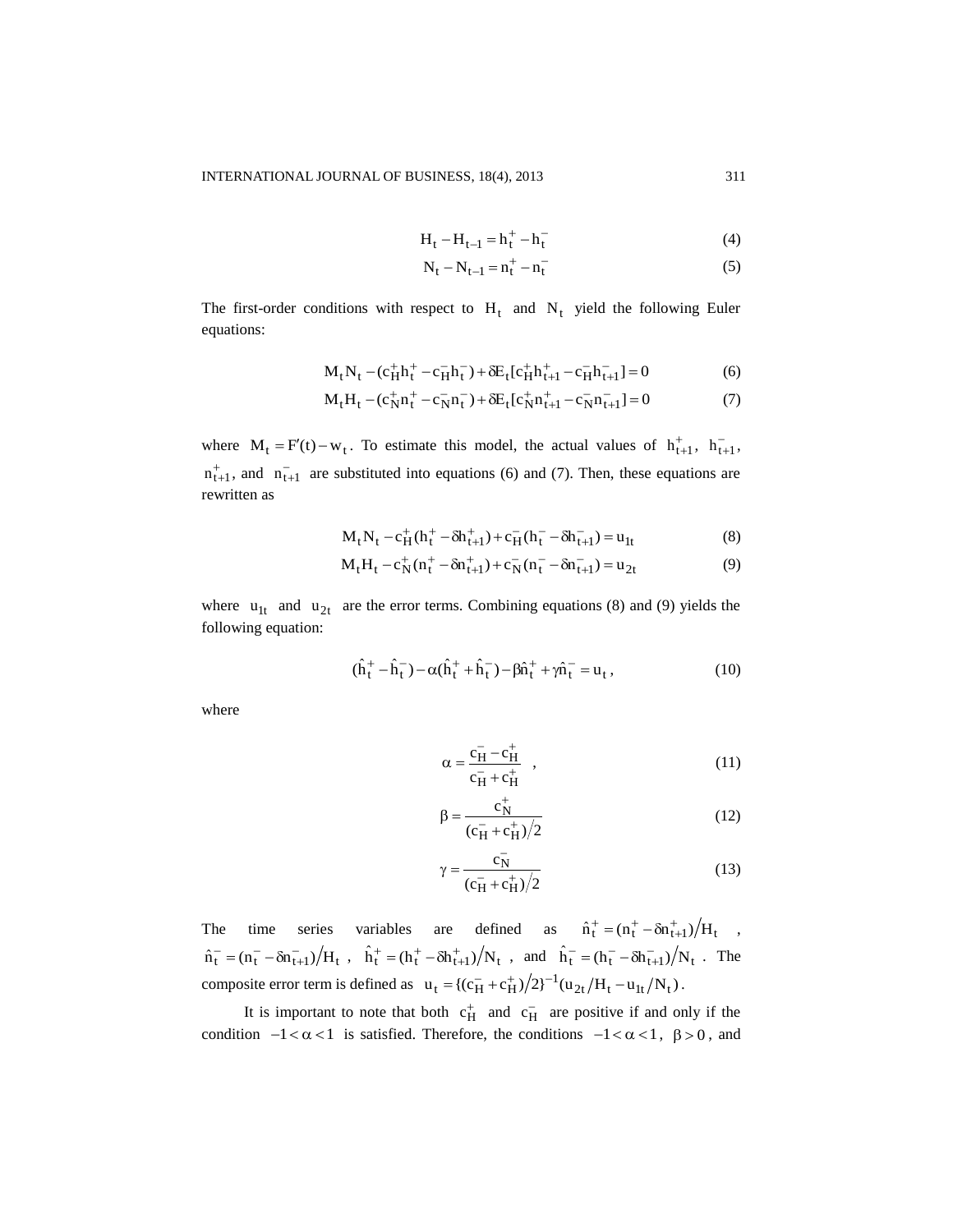$$H_t - H_{t-1} = h_t^+ - h_t^- \tag{4}$$

$$N_t - N_{t-1} = n_t^+ - n_t^- \tag{5}$$

The first-order conditions with respect to $H_t$ and $N_t$ yield the following Euler equations:

$$M_t N_t - (c_H^+ h_t^+ - c_H^- h_t^-) + \delta E_t [c_H^+ h_{t+1}^+ - c_H^- h_{t+1}^-] = 0 \tag{6}$$

$$M_t H_t - (c_N^+ n_t^+ - c_N^- n_t^-) + \delta E_t [c_N^+ n_{t+1}^+ - c_N^- n_{t+1}^-] = 0 \tag{7}$$

where $M_t = F'(t) - w_t$. To estimate this model, the actual values of $h_{t+1}^+$, $h_{t+1}^-$, $n_{t+1}^+$, and $n_{t+1}^-$ are substituted into equations (6) and (7). Then, these equations are rewritten as

$$M_t N_t - c_H^+ (h_t^+ - \delta h_{t+1}^+) + c_H^- (h_t^- - \delta h_{t+1}^-) = u_{1t} \tag{8}$$

$$M_t H_t - c_N^+ (n_t^+ - \delta n_{t+1}^+) + c_N^- (n_t^- - \delta n_{t+1}^-) = u_{2t} \tag{9}$$

where $u_{1t}$ and $u_{2t}$ are the error terms. Combining equations (8) and (9) yields the following equation:

$$(\hat{h}_t^+ - \hat{h}_t^-) - \alpha(\hat{h}_t^+ + \hat{h}_t^-) - \beta \hat{n}_t^+ + \gamma \hat{n}_t^- = u_t, \tag{10}$$

where

$$\alpha = \frac{c_H^- - c_H^+}{c_H^- + c_H^+}, \tag{11}$$

$$\beta = \frac{c_N^+}{(c_H^- + c_H^+)/2} \tag{12}$$

$$\gamma = \frac{c_N^-}{(c_H^- + c_H^+)/2} \tag{13}$$

The time series variables are defined as $\hat{n}_t^+ = (n_t^+ - \delta n_{t+1}^+)/H_t$, $\hat{n}_t^- = (n_t^- - \delta n_{t+1}^-)/H_t$, $\hat{h}_t^+ = (h_t^+ - \delta h_{t+1}^+)/N_t$, and $\hat{h}_t^- = (h_t^- - \delta h_{t+1}^-)/N_t$. The composite error term is defined as $u_t = \{(c_H^- + c_H^+)/2\}^{-1}(u_{2t}/H_t - u_{1t}/N_t)$.

It is important to note that both $c_H^+$ and $c_H^-$ are positive if and only if the condition $-1 < \alpha < 1$ is satisfied. Therefore, the conditions $-1 < \alpha < 1$, $\beta > 0$, and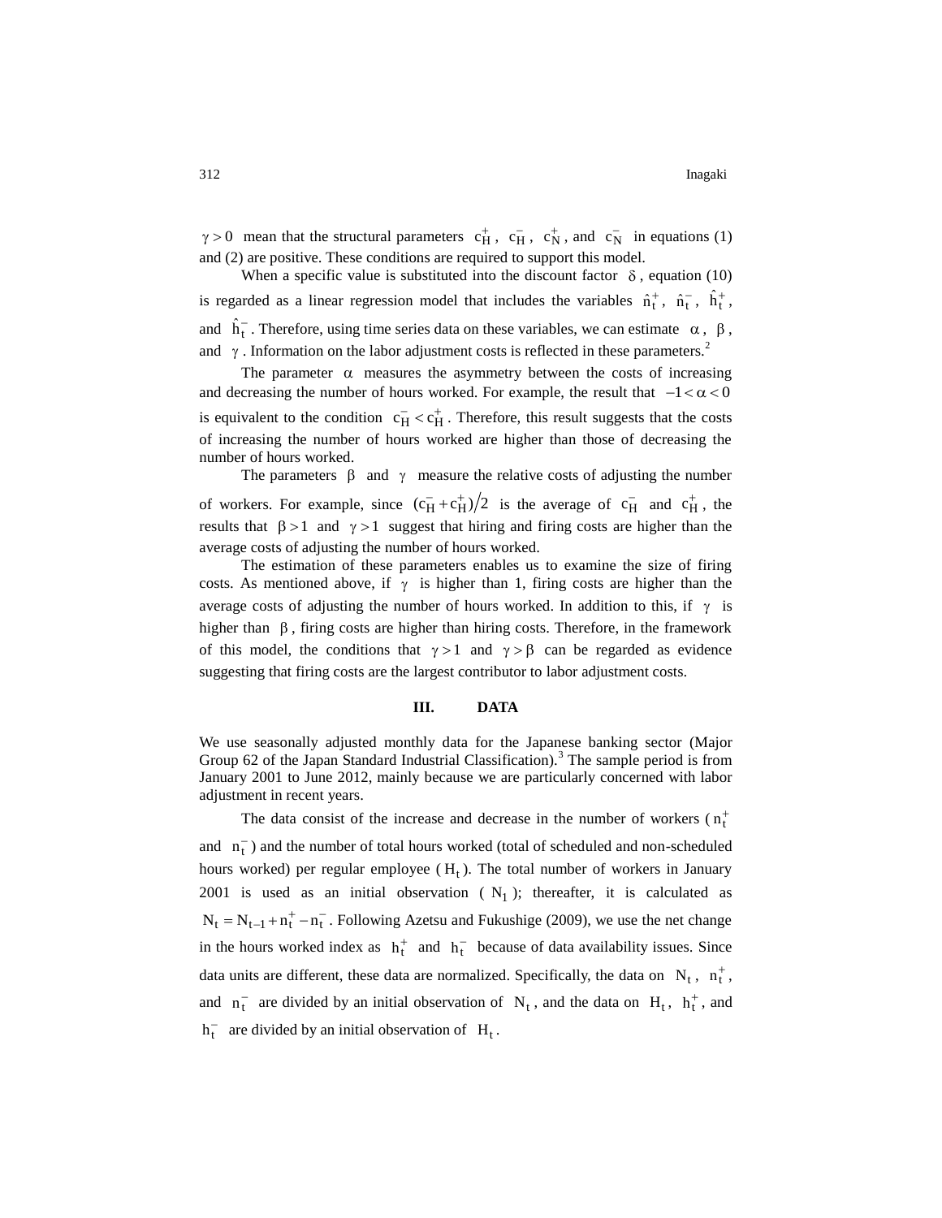$\gamma > 0$ mean that the structural parameters $c_H^+$, $c_H^-$, $c_N^+$, and $c_N^-$ in equations (1) and (2) are positive. These conditions are required to support this model.

When a specific value is substituted into the discount factor $\delta$, equation (10) is regarded as a linear regression model that includes the variables $\hat{n}_t^+$, $\hat{n}_t^-$, $\hat{h}_t^+$, and $\hat{h}_t^-$. Therefore, using time series data on these variables, we can estimate $\alpha$, $\beta$, and $\gamma$. Information on the labor adjustment costs is reflected in these parameters.[2]

The parameter $\alpha$ measures the asymmetry between the costs of increasing and decreasing the number of hours worked. For example, the result that $-1 < \alpha < 0$ is equivalent to the condition $c_H^- < c_H^+$. Therefore, this result suggests that the costs of increasing the number of hours worked are higher than those of decreasing the number of hours worked.

The parameters $\beta$ and $\gamma$ measure the relative costs of adjusting the number of workers. For example, since $(c_H^- + c_H^+)/2$ is the average of $c_H^-$ and $c_H^+$, the results that $\beta > 1$ and $\gamma > 1$ suggest that hiring and firing costs are higher than the average costs of adjusting the number of hours worked.

The estimation of these parameters enables us to examine the size of firing costs. As mentioned above, if $\gamma$ is higher than 1, firing costs are higher than the average costs of adjusting the number of hours worked. In addition to this, if $\gamma$ is higher than $\beta$, firing costs are higher than hiring costs. Therefore, in the framework of this model, the conditions that $\gamma > 1$ and $\gamma > \beta$ can be regarded as evidence suggesting that firing costs are the largest contributor to labor adjustment costs.

## III. DATA

We use seasonally adjusted monthly data for the Japanese banking sector (Major Group 62 of the Japan Standard Industrial Classification).[3] The sample period is from January 2001 to June 2012, mainly because we are particularly concerned with labor adjustment in recent years.

The data consist of the increase and decrease in the number of workers ($n_t^+$ and $n_t^-$) and the number of total hours worked (total of scheduled and non-scheduled hours worked) per regular employee ($H_t$). The total number of workers in January 2001 is used as an initial observation ($N_1$); thereafter, it is calculated as $N_t = N_{t-1} + n_t^+ - n_t^-$. Following Azetsu and Fukushige (2009), we use the net change in the hours worked index as $h_t^+$ and $h_t^-$ because of data availability issues. Since data units are different, these data are normalized. Specifically, the data on $N_t$, $n_t^+$, and $n_t^-$ are divided by an initial observation of $N_t$, and the data on $H_t$, $h_t^+$, and $h_t^-$ are divided by an initial observation of $H_t$.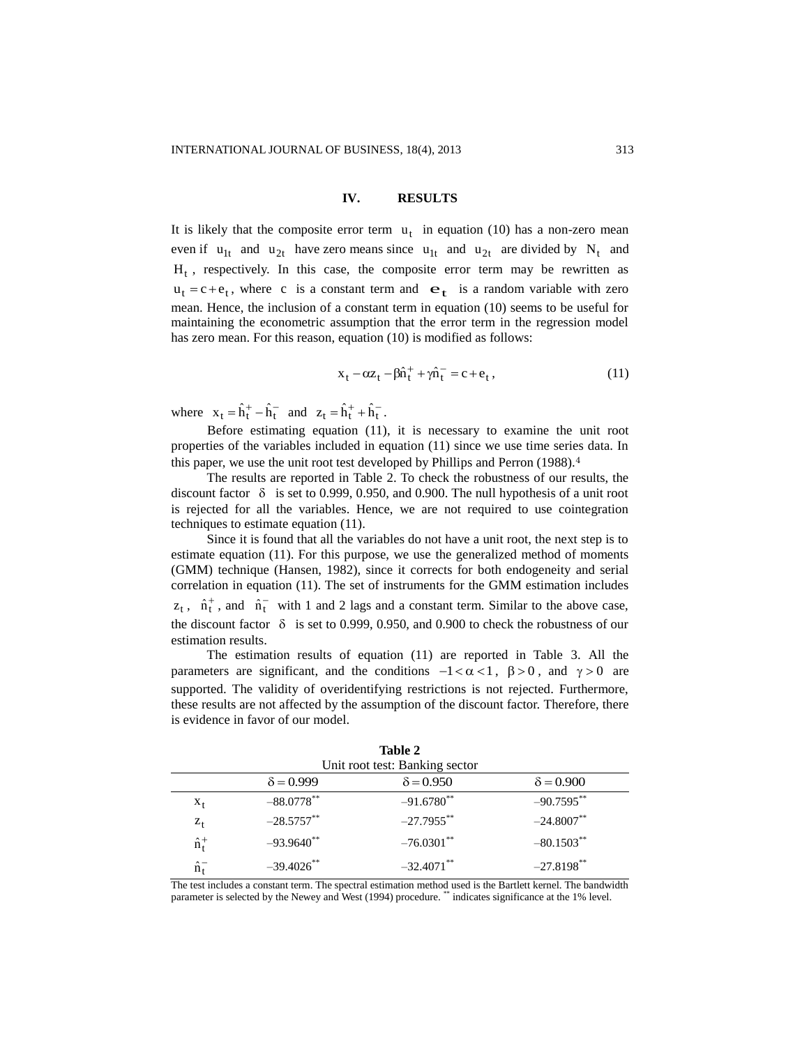## IV. RESULTS

It is likely that the composite error term $u_t$ in equation (10) has a non-zero mean even if $u_{1t}$ and $u_{2t}$ have zero means since $u_{1t}$ and $u_{2t}$ are divided by $N_t$ and $H_t$, respectively. In this case, the composite error term may be rewritten as $u_t = c + e_t$, where $c$ is a constant term and $\mathbf{e_t}$ is a random variable with zero mean. Hence, the inclusion of a constant term in equation (10) seems to be useful for maintaining the econometric assumption that the error term in the regression model has zero mean. For this reason, equation (10) is modified as follows:

$$x_t - \alpha z_t - \beta \hat{n}_t^+ + \gamma \hat{n}_t^- = c + e_t, \tag{11}$$

where $x_t = \hat{h}_t^+ - \hat{h}_t^-$ and $z_t = \hat{h}_t^+ + \hat{h}_t^-$.

Before estimating equation (11), it is necessary to examine the unit root properties of the variables included in equation (11) since we use time series data. In this paper, we use the unit root test developed by Phillips and Perron (1988).[4]

The results are reported in Table 2. To check the robustness of our results, the discount factor $\delta$ is set to 0.999, 0.950, and 0.900. The null hypothesis of a unit root is rejected for all the variables. Hence, we are not required to use cointegration techniques to estimate equation (11).

Since it is found that all the variables do not have a unit root, the next step is to estimate equation (11). For this purpose, we use the generalized method of moments (GMM) technique (Hansen, 1982), since it corrects for both endogeneity and serial correlation in equation (11). The set of instruments for the GMM estimation includes $z_t$, $\hat{n}_t^+$, and $\hat{n}_t^-$ with 1 and 2 lags and a constant term. Similar to the above case, the discount factor $\delta$ is set to 0.999, 0.950, and 0.900 to check the robustness of our estimation results.

The estimation results of equation (11) are reported in Table 3. All the parameters are significant, and the conditions $-1 < \alpha < 1$, $\beta > 0$, and $\gamma > 0$ are supported. The validity of overidentifying restrictions is not rejected. Furthermore, these results are not affected by the assumption of the discount factor. Therefore, there is evidence in favor of our model.

**Table 2**
Unit root test: Banking sector

| | $\delta = 0.999$ | $\delta = 0.950$ | $\delta = 0.900$ |
|---|---|---|---|
| $x_t$ | $-88.0778^{**}$ | $-91.6780^{**}$ | $-90.7595^{**}$ |
| $z_t$ | $-28.5757^{**}$ | $-27.7955^{**}$ | $-24.8007^{**}$ |
| $\hat{n}_t^+$ | $-93.9640^{**}$ | $-76.0301^{**}$ | $-80.1503^{**}$ |
| $\hat{n}_t^-$ | $-39.4026^{**}$ | $-32.4071^{**}$ | $-27.8198^{**}$ |

The test includes a constant term. The spectral estimation method used is the Bartlett kernel. The bandwidth parameter is selected by the Newey and West (1994) procedure. ** indicates significance at the 1% level.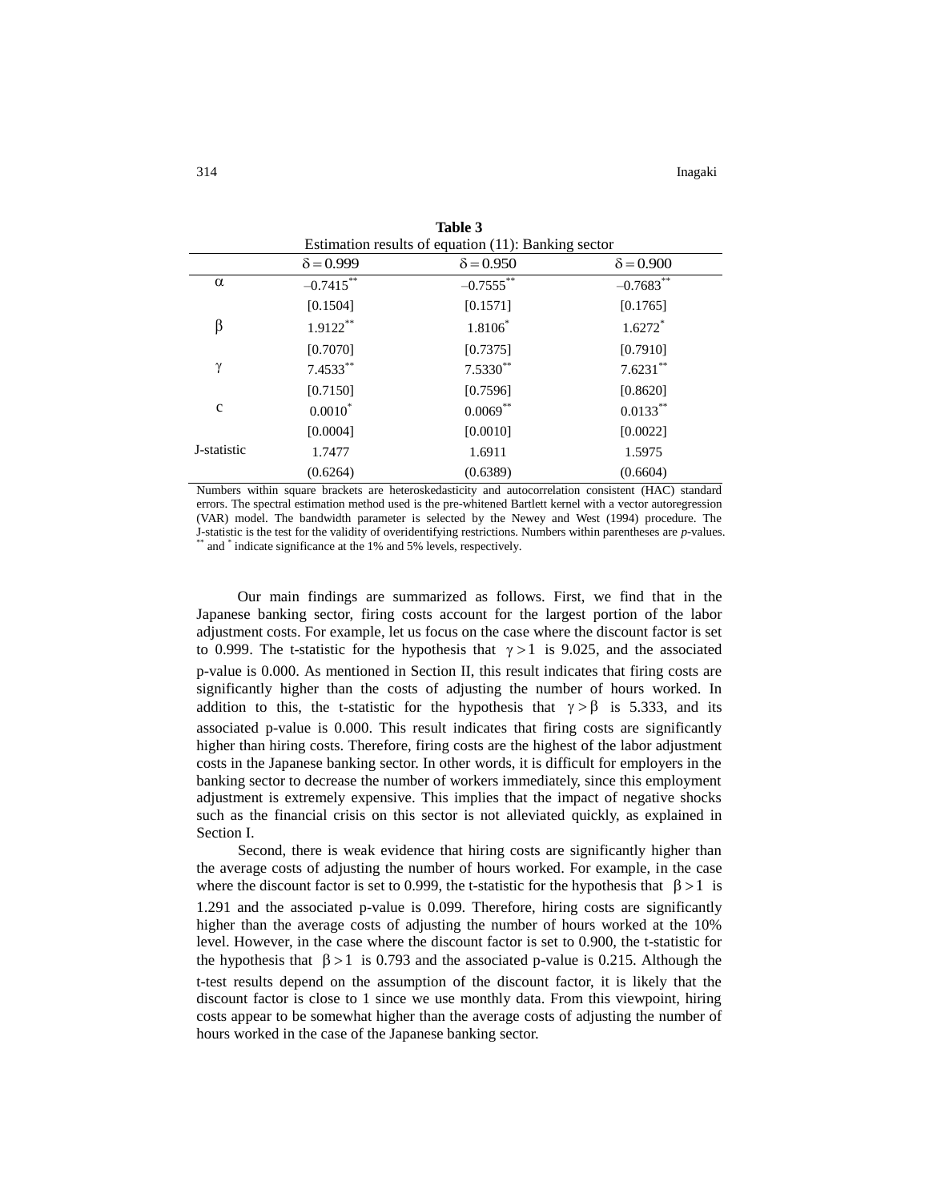**Table 3**

Estimation results of equation (11): Banking sector

| | $\delta = 0.999$ | $\delta = 0.950$ | $\delta = 0.900$ |
|---|---|---|---|
| $\alpha$ | $-0.7415^{**}$ | $-0.7555^{**}$ | $-0.7683^{**}$ |
| | [0.1504] | [0.1571] | [0.1765] |
| $\beta$ | $1.9122^{**}$ | $1.8106^{*}$ | $1.6272^{*}$ |
| | [0.7070] | [0.7375] | [0.7910] |
| $\gamma$ | $7.4533^{**}$ | $7.5330^{**}$ | $7.6231^{**}$ |
| | [0.7150] | [0.7596] | [0.8620] |
| c | $0.0010^{*}$ | $0.0069^{**}$ | $0.0133^{**}$ |
| | [0.0004] | [0.0010] | [0.0022] |
| J-statistic | 1.7477 | 1.6911 | 1.5975 |
| | (0.6264) | (0.6389) | (0.6604) |

Numbers within square brackets are heteroskedasticity and autocorrelation consistent (HAC) standard errors. The spectral estimation method used is the pre-whitened Bartlett kernel with a vector autoregression (VAR) model. The bandwidth parameter is selected by the Newey and West (1994) procedure. The J-statistic is the test for the validity of overidentifying restrictions. Numbers within parentheses are *p*-values. $^{**}$ and $^{*}$ indicate significance at the 1% and 5% levels, respectively.

Our main findings are summarized as follows. First, we find that in the Japanese banking sector, firing costs account for the largest portion of the labor adjustment costs. For example, let us focus on the case where the discount factor is set to 0.999. The t-statistic for the hypothesis that $\gamma > 1$ is 9.025, and the associated p-value is 0.000. As mentioned in Section II, this result indicates that firing costs are significantly higher than the costs of adjusting the number of hours worked. In addition to this, the t-statistic for the hypothesis that $\gamma > \beta$ is 5.333, and its associated p-value is 0.000. This result indicates that firing costs are significantly higher than hiring costs. Therefore, firing costs are the highest of the labor adjustment costs in the Japanese banking sector. In other words, it is difficult for employers in the banking sector to decrease the number of workers immediately, since this employment adjustment is extremely expensive. This implies that the impact of negative shocks such as the financial crisis on this sector is not alleviated quickly, as explained in Section I.

Second, there is weak evidence that hiring costs are significantly higher than the average costs of adjusting the number of hours worked. For example, in the case where the discount factor is set to 0.999, the t-statistic for the hypothesis that $\beta > 1$ is 1.291 and the associated p-value is 0.099. Therefore, hiring costs are significantly higher than the average costs of adjusting the number of hours worked at the 10% level. However, in the case where the discount factor is set to 0.900, the t-statistic for the hypothesis that $\beta > 1$ is 0.793 and the associated p-value is 0.215. Although the t-test results depend on the assumption of the discount factor, it is likely that the discount factor is close to 1 since we use monthly data. From this viewpoint, hiring costs appear to be somewhat higher than the average costs of adjusting the number of hours worked in the case of the Japanese banking sector.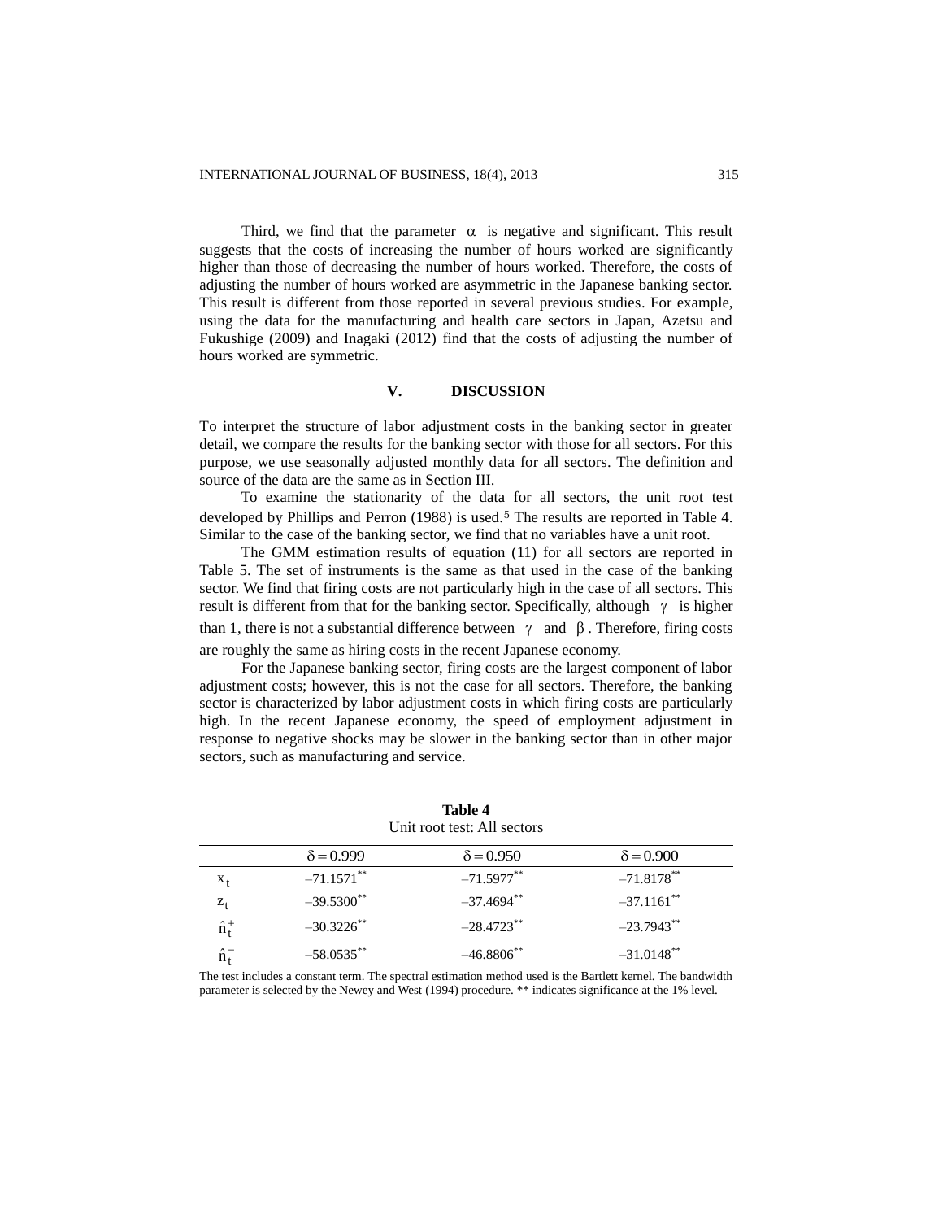Third, we find that the parameter $\alpha$ is negative and significant. This result suggests that the costs of increasing the number of hours worked are significantly higher than those of decreasing the number of hours worked. Therefore, the costs of adjusting the number of hours worked are asymmetric in the Japanese banking sector. This result is different from those reported in several previous studies. For example, using the data for the manufacturing and health care sectors in Japan, Azetsu and Fukushige (2009) and Inagaki (2012) find that the costs of adjusting the number of hours worked are symmetric.

## V. DISCUSSION

To interpret the structure of labor adjustment costs in the banking sector in greater detail, we compare the results for the banking sector with those for all sectors. For this purpose, we use seasonally adjusted monthly data for all sectors. The definition and source of the data are the same as in Section III.

To examine the stationarity of the data for all sectors, the unit root test developed by Phillips and Perron (1988) is used.[5] The results are reported in Table 4. Similar to the case of the banking sector, we find that no variables have a unit root.

The GMM estimation results of equation (11) for all sectors are reported in Table 5. The set of instruments is the same as that used in the case of the banking sector. We find that firing costs are not particularly high in the case of all sectors. This result is different from that for the banking sector. Specifically, although $\gamma$ is higher than 1, there is not a substantial difference between $\gamma$ and $\beta$. Therefore, firing costs are roughly the same as hiring costs in the recent Japanese economy.

For the Japanese banking sector, firing costs are the largest component of labor adjustment costs; however, this is not the case for all sectors. Therefore, the banking sector is characterized by labor adjustment costs in which firing costs are particularly high. In the recent Japanese economy, the speed of employment adjustment in response to negative shocks may be slower in the banking sector than in other major sectors, such as manufacturing and service.

**Table 4**
Unit root test: All sectors

| | $\delta = 0.999$ | $\delta = 0.950$ | $\delta = 0.900$ |
|---|---|---|---|
| $x_t$ | $-71.1571^{**}$ | $-71.5977^{**}$ | $-71.8178^{**}$ |
| $z_t$ | $-39.5300^{**}$ | $-37.4694^{**}$ | $-37.1161^{**}$ |
| $\hat{n}_t^{+}$ | $-30.3226^{**}$ | $-28.4723^{**}$ | $-23.7943^{**}$ |
| $\hat{n}_t^{-}$ | $-58.0535^{**}$ | $-46.8806^{**}$ | $-31.0148^{**}$ |

The test includes a constant term. The spectral estimation method used is the Bartlett kernel. The bandwidth parameter is selected by the Newey and West (1994) procedure. ** indicates significance at the 1% level.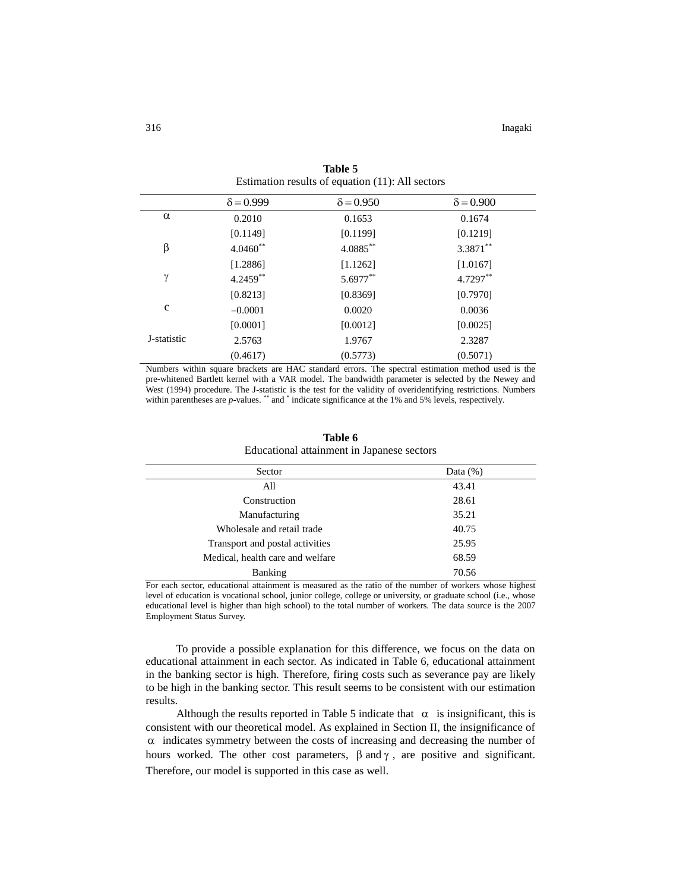**Table 5**
Estimation results of equation (11): All sectors

| | $\delta = 0.999$ | $\delta = 0.950$ | $\delta = 0.900$ |
|---|---|---|---|
| $\alpha$ | 0.2010 | 0.1653 | 0.1674 |
| | [0.1149] | [0.1199] | [0.1219] |
| $\beta$ | $4.0460^{**}$ | $4.0885^{**}$ | $3.3871^{**}$ |
| | [1.2886] | [1.1262] | [1.0167] |
| $\gamma$ | $4.2459^{**}$ | $5.6977^{**}$ | $4.7297^{**}$ |
| | [0.8213] | [0.8369] | [0.7970] |
| c | −0.0001 | 0.0020 | 0.0036 |
| | [0.0001] | [0.0012] | [0.0025] |
| J-statistic | 2.5763 | 1.9767 | 2.3287 |
| | (0.4617) | (0.5773) | (0.5071) |

Numbers within square brackets are HAC standard errors. The spectral estimation method used is the pre-whitened Bartlett kernel with a VAR model. The bandwidth parameter is selected by the Newey and West (1994) procedure. The J-statistic is the test for the validity of overidentifying restrictions. Numbers within parentheses are *p*-values. $^{**}$ and $^{*}$ indicate significance at the 1% and 5% levels, respectively.

**Table 6**
Educational attainment in Japanese sectors

| Sector | Data (%) |
|---|---|
| All | 43.41 |
| Construction | 28.61 |
| Manufacturing | 35.21 |
| Wholesale and retail trade | 40.75 |
| Transport and postal activities | 25.95 |
| Medical, health care and welfare | 68.59 |
| Banking | 70.56 |

For each sector, educational attainment is measured as the ratio of the number of workers whose highest level of education is vocational school, junior college, college or university, or graduate school (i.e., whose educational level is higher than high school) to the total number of workers. The data source is the 2007 Employment Status Survey.

To provide a possible explanation for this difference, we focus on the data on educational attainment in each sector. As indicated in Table 6, educational attainment in the banking sector is high. Therefore, firing costs such as severance pay are likely to be high in the banking sector. This result seems to be consistent with our estimation results.

Although the results reported in Table 5 indicate that $\alpha$ is insignificant, this is consistent with our theoretical model. As explained in Section II, the insignificance of $\alpha$ indicates symmetry between the costs of increasing and decreasing the number of hours worked. The other cost parameters, $\beta$ and $\gamma$, are positive and significant. Therefore, our model is supported in this case as well.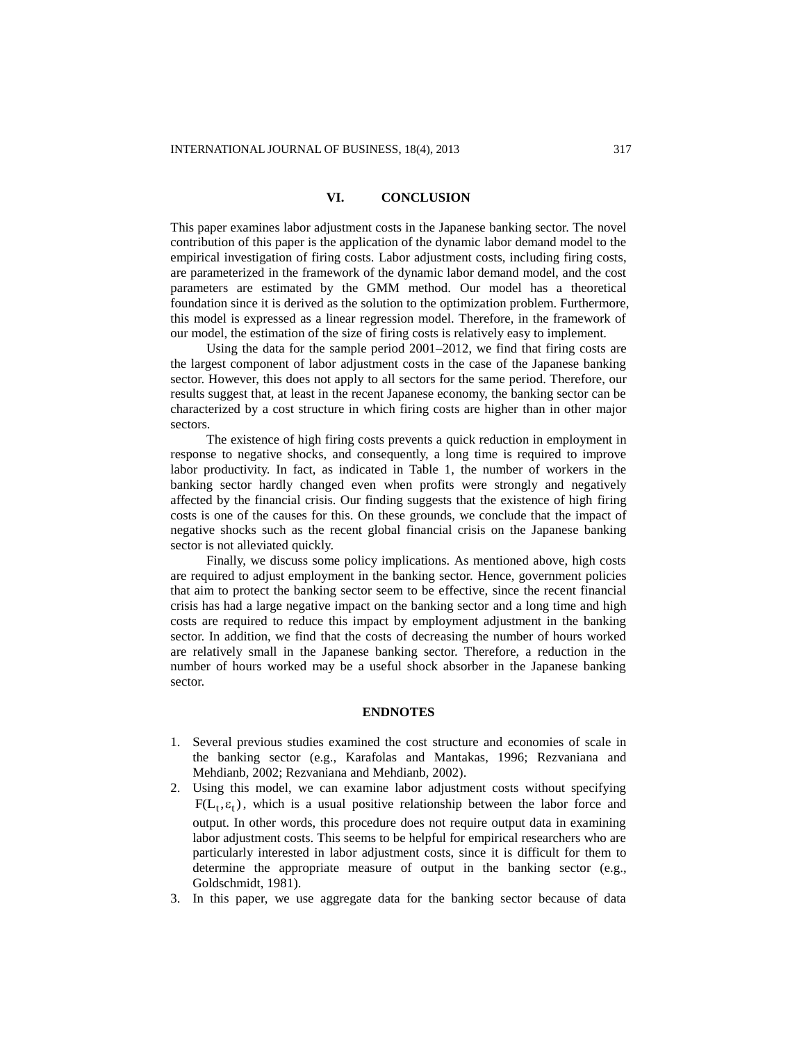## VI. CONCLUSION

This paper examines labor adjustment costs in the Japanese banking sector. The novel contribution of this paper is the application of the dynamic labor demand model to the empirical investigation of firing costs. Labor adjustment costs, including firing costs, are parameterized in the framework of the dynamic labor demand model, and the cost parameters are estimated by the GMM method. Our model has a theoretical foundation since it is derived as the solution to the optimization problem. Furthermore, this model is expressed as a linear regression model. Therefore, in the framework of our model, the estimation of the size of firing costs is relatively easy to implement.

Using the data for the sample period 2001–2012, we find that firing costs are the largest component of labor adjustment costs in the case of the Japanese banking sector. However, this does not apply to all sectors for the same period. Therefore, our results suggest that, at least in the recent Japanese economy, the banking sector can be characterized by a cost structure in which firing costs are higher than in other major sectors.

The existence of high firing costs prevents a quick reduction in employment in response to negative shocks, and consequently, a long time is required to improve labor productivity. In fact, as indicated in Table 1, the number of workers in the banking sector hardly changed even when profits were strongly and negatively affected by the financial crisis. Our finding suggests that the existence of high firing costs is one of the causes for this. On these grounds, we conclude that the impact of negative shocks such as the recent global financial crisis on the Japanese banking sector is not alleviated quickly.

Finally, we discuss some policy implications. As mentioned above, high costs are required to adjust employment in the banking sector. Hence, government policies that aim to protect the banking sector seem to be effective, since the recent financial crisis has had a large negative impact on the banking sector and a long time and high costs are required to reduce this impact by employment adjustment in the banking sector. In addition, we find that the costs of decreasing the number of hours worked are relatively small in the Japanese banking sector. Therefore, a reduction in the number of hours worked may be a useful shock absorber in the Japanese banking sector.

## ENDNOTES

1. Several previous studies examined the cost structure and economies of scale in the banking sector (e.g., Karafolas and Mantakas, 1996; Rezvaniana and Mehdianb, 2002; Rezvaniana and Mehdianb, 2002).
2. Using this model, we can examine labor adjustment costs without specifying $F(L_t, \varepsilon_t)$, which is a usual positive relationship between the labor force and output. In other words, this procedure does not require output data in examining labor adjustment costs. This seems to be helpful for empirical researchers who are particularly interested in labor adjustment costs, since it is difficult for them to determine the appropriate measure of output in the banking sector (e.g., Goldschmidt, 1981).
3. In this paper, we use aggregate data for the banking sector because of data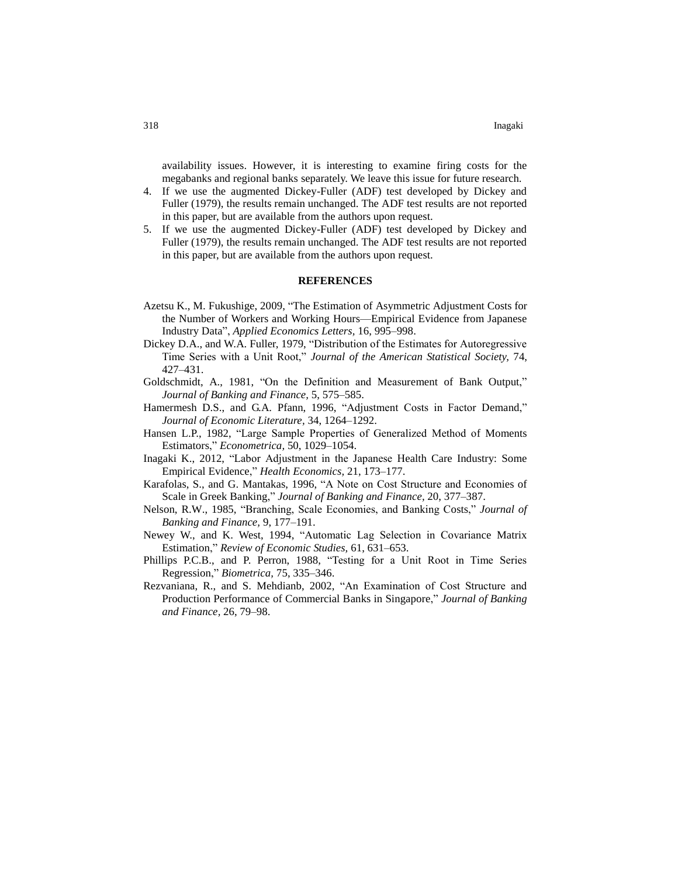availability issues. However, it is interesting to examine firing costs for the megabanks and regional banks separately. We leave this issue for future research.

4. If we use the augmented Dickey-Fuller (ADF) test developed by Dickey and Fuller (1979), the results remain unchanged. The ADF test results are not reported in this paper, but are available from the authors upon request.
5. If we use the augmented Dickey-Fuller (ADF) test developed by Dickey and Fuller (1979), the results remain unchanged. The ADF test results are not reported in this paper, but are available from the authors upon request.

## REFERENCES

Azetsu K., M. Fukushige, 2009, "The Estimation of Asymmetric Adjustment Costs for the Number of Workers and Working Hours—Empirical Evidence from Japanese Industry Data", *Applied Economics Letters*, 16, 995–998.

Dickey D.A., and W.A. Fuller, 1979, "Distribution of the Estimates for Autoregressive Time Series with a Unit Root," *Journal of the American Statistical Society,* 74, 427–431.

Goldschmidt, A., 1981, "On the Definition and Measurement of Bank Output," *Journal of Banking and Finance,* 5, 575–585.

Hamermesh D.S., and G.A. Pfann, 1996, "Adjustment Costs in Factor Demand," *Journal of Economic Literature*, 34, 1264–1292.

Hansen L.P., 1982, "Large Sample Properties of Generalized Method of Moments Estimators," *Econometrica,* 50, 1029–1054.

Inagaki K., 2012, "Labor Adjustment in the Japanese Health Care Industry: Some Empirical Evidence," *Health Economics,* 21, 173–177.

Karafolas, S., and G. Mantakas, 1996, "A Note on Cost Structure and Economies of Scale in Greek Banking," *Journal of Banking and Finance*, 20, 377–387.

Nelson, R.W., 1985, "Branching, Scale Economies, and Banking Costs," *Journal of Banking and Finance,* 9, 177–191.

Newey W., and K. West, 1994, "Automatic Lag Selection in Covariance Matrix Estimation," *Review of Economic Studies,* 61, 631–653.

Phillips P.C.B., and P. Perron, 1988, "Testing for a Unit Root in Time Series Regression," *Biometrica*, 75, 335–346.

Rezvaniana, R., and S. Mehdianb, 2002, "An Examination of Cost Structure and Production Performance of Commercial Banks in Singapore," *Journal of Banking and Finance*, 26, 79–98.